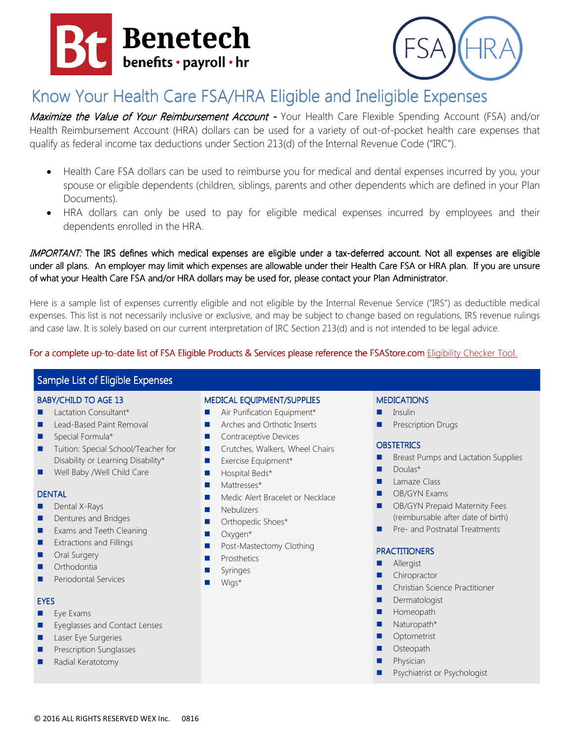# Benetech

benefits • payroll • hr

FSA HRA

# Know Your Health Care FSA/HRA Eligible and Ineligible Expenses

*Maximize the Value of Your Reimbursement Account* - Your Health Care Flexible Spending Account (FSA) and/or Health Reimbursement Account (HRA) dollars can be used for a variety of out-of-pocket health care expenses that qualify as federal income tax deductions under Section 213(d) of the Internal Revenue Code ("IRC").

- Health Care FSA dollars can be used to reimburse you for medical and dental expenses incurred by you, your spouse or eligible dependents (children, siblings, parents and other dependents which are defined in your Plan Documents).
- HRA dollars can only be used to pay for eligible medical expenses incurred by employees and their dependents enrolled in the HRA.

*IMPORTANT:* The IRS defines which medical expenses are eligible under a tax-deferred account. Not all expenses are eligible under all plans. An employer may limit which expenses are allowable under their Health Care FSA or HRA plan. If you are unsure of what your Health Care FSA and/or HRA dollars may be used for, please contact your Plan Administrator.

Here is a sample list of expenses currently eligible and not eligible by the Internal Revenue Service ("IRS") as deductible medical expenses. This list is not necessarily inclusive or exclusive, and may be subject to change based on regulations, IRS revenue rulings and case law. It is solely based on our current interpretation of IRC Section 213(d) and is not intended to be legal advice.

For a complete up-to-date list of FSA Eligible Products & Services please reference the FSAStore.com Eligibility Checker Tool.

## Sample List of Eligible Expenses

### BABY/CHILD TO AGE 13

- Lactation Consultant*
- Lead-Based Paint Removal
- Special Formula*
- Tuition: Special School/Teacher for Disability or Learning Disability*
- Well Baby /Well Child Care

### DENTAL

- Dental X-Rays
- Dentures and Bridges
- Exams and Teeth Cleaning
- Extractions and Fillings
- Oral Surgery
- Orthodontia
- Periodontal Services

### EYES

- Eye Exams
- Eyeglasses and Contact Lenses
- Laser Eye Surgeries
- Prescription Sunglasses
- Radial Keratotomy

### MEDICAL EQUIPMENT/SUPPLIES

- Air Purification Equipment*
- Arches and Orthotic Inserts
- Contraceptive Devices
- Crutches, Walkers, Wheel Chairs
- Exercise Equipment*
- Hospital Beds*
- Mattresses*
- Medic Alert Bracelet or Necklace
- Nebulizers
- Orthopedic Shoes*
- Oxygen*
- Post-Mastectomy Clothing
- Prosthetics
- Syringes
- Wigs*

### MEDICATIONS

- Insulin
- Prescription Drugs

### OBSTETRICS

- Breast Pumps and Lactation Supplies
- Doulas*
- Lamaze Class
- OB/GYN Exams
- OB/GYN Prepaid Maternity Fees (reimbursable after date of birth)
- Pre- and Postnatal Treatments

### PRACTITIONERS

- Allergist
- Chiropractor
- Christian Science Practitioner
- Dermatologist
- Homeopath
- Naturopath*
- Optometrist
- Osteopath
- Physician
- Psychiatrist or Psychologist

© 2016 ALL RIGHTS RESERVED WEX Inc. 0816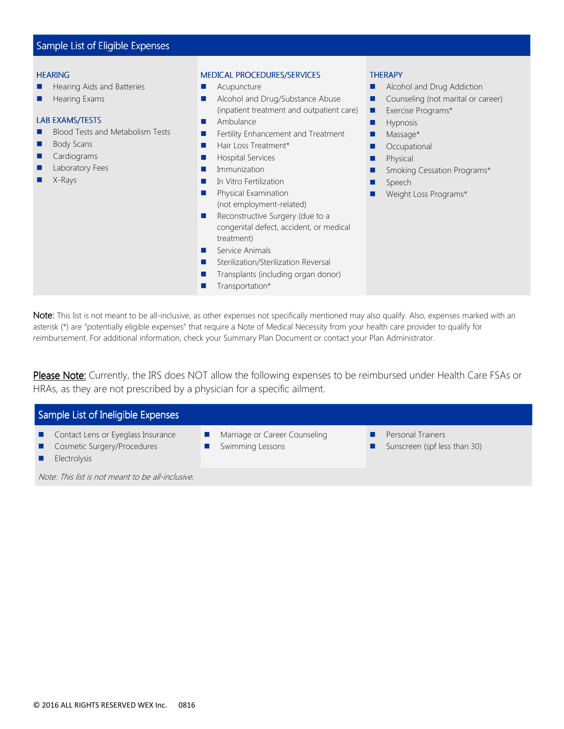## Sample List of Eligible Expenses

### HEARING

- Hearing Aids and Batteries
- Hearing Exams

### LAB EXAMS/TESTS

- Blood Tests and Metabolism Tests
- Body Scans
- Cardiograms
- Laboratory Fees
- X-Rays

### MEDICAL PROCEDURES/SERVICES

- Acupuncture
- Alcohol and Drug/Substance Abuse (inpatient treatment and outpatient care)
- Ambulance
- Fertility Enhancement and Treatment
- Hair Loss Treatment*
- Hospital Services
- Immunization
- In Vitro Fertilization
- Physical Examination (not employment-related)
- Reconstructive Surgery (due to a congenital defect, accident, or medical treatment)
- Service Animals
- Sterilization/Sterilization Reversal
- Transplants (including organ donor)
- Transportation*

### THERAPY

- Alcohol and Drug Addiction
- Counseling (not marital or career)
- Exercise Programs*
- Hypnosis
- Massage*
- Occupational
- Physical
- Smoking Cessation Programs*
- Speech
- Weight Loss Programs*

Note: This list is not meant to be all-inclusive, as other expenses not specifically mentioned may also qualify. Also, expenses marked with an asterisk (*) are "potentially eligible expenses" that require a Note of Medical Necessity from your health care provider to qualify for reimbursement. For additional information, check your Summary Plan Document or contact your Plan Administrator.

Please Note: Currently, the IRS does NOT allow the following expenses to be reimbursed under Health Care FSAs or HRAs, as they are not prescribed by a physician for a specific ailment.

## Sample List of Ineligible Expenses

- Contact Lens or Eyeglass Insurance
- Cosmetic Surgery/Procedures
- Electrolysis
- Marriage or Career Counseling
- Swimming Lessons
- Personal Trainers
- Sunscreen (spf less than 30)

*Note: This list is not meant to be all-inclusive.*

© 2016 ALL RIGHTS RESERVED WEX Inc. 0816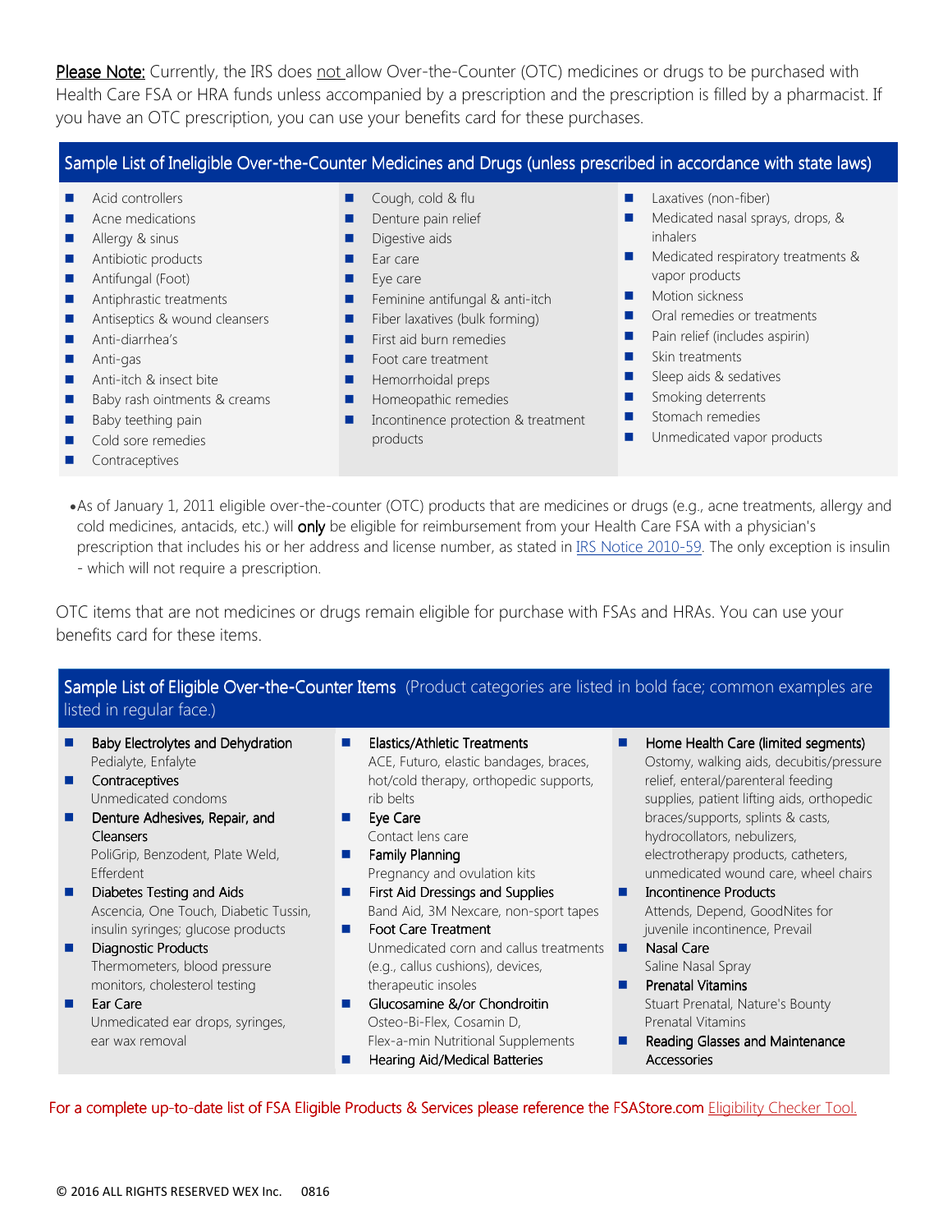<u>**Please Note:**</u> Currently, the IRS does <u>not</u> allow Over-the-Counter (OTC) medicines or drugs to be purchased with Health Care FSA or HRA funds unless accompanied by a prescription and the prescription is filled by a pharmacist. If you have an OTC prescription, you can use your benefits card for these purchases.

## Sample List of Ineligible Over-the-Counter Medicines and Drugs (unless prescribed in accordance with state laws)

- Acid controllers
- Acne medications
- Allergy & sinus
- Antibiotic products
- Antifungal (Foot)
- Antiphrastic treatments
- Antiseptics & wound cleansers
- Anti-diarrhea's
- Anti-gas
- Anti-itch & insect bite
- Baby rash ointments & creams
- Baby teething pain
- Cold sore remedies
- Contraceptives
- Cough, cold & flu
- Denture pain relief
- Digestive aids
- Ear care
- Eye care
- Feminine antifungal & anti-itch
- Fiber laxatives (bulk forming)
- First aid burn remedies
- Foot care treatment
- Hemorrhoidal preps
- Homeopathic remedies
- Incontinence protection & treatment products
- Laxatives (non-fiber)
- Medicated nasal sprays, drops, & inhalers
- Medicated respiratory treatments & vapor products
- Motion sickness
- Oral remedies or treatments
- Pain relief (includes aspirin)
- Skin treatments
- Sleep aids & sedatives
- Smoking deterrents
- Stomach remedies
- Unmedicated vapor products

- As of January 1, 2011 eligible over-the-counter (OTC) products that are medicines or drugs (e.g., acne treatments, allergy and cold medicines, antacids, etc.) will **only** be eligible for reimbursement from your Health Care FSA with a physician's prescription that includes his or her address and license number, as stated in IRS Notice 2010-59. The only exception is insulin - which will not require a prescription.

OTC items that are not medicines or drugs remain eligible for purchase with FSAs and HRAs. You can use your benefits card for these items.

## Sample List of Eligible Over-the-Counter Items (Product categories are listed in bold face; common examples are listed in regular face.)

- **Baby Electrolytes and Dehydration**
  Pedialyte, Enfalyte
- **Contraceptives**
  Unmedicated condoms
- **Denture Adhesives, Repair, and Cleansers**
  PoliGrip, Benzodent, Plate Weld, Efferdent
- **Diabetes Testing and Aids**
  Ascencia, One Touch, Diabetic Tussin, insulin syringes; glucose products
- **Diagnostic Products**
  Thermometers, blood pressure monitors, cholesterol testing
- **Ear Care**
  Unmedicated ear drops, syringes, ear wax removal
- **Elastics/Athletic Treatments**
  ACE, Futuro, elastic bandages, braces, hot/cold therapy, orthopedic supports, rib belts
- **Eye Care**
  Contact lens care
- **Family Planning**
  Pregnancy and ovulation kits
- **First Aid Dressings and Supplies**
  Band Aid, 3M Nexcare, non-sport tapes
- **Foot Care Treatment**
  Unmedicated corn and callus treatments (e.g., callus cushions), devices, therapeutic insoles
- **Glucosamine &/or Chondroitin**
  Osteo-Bi-Flex, Cosamin D, Flex-a-min Nutritional Supplements
- **Hearing Aid/Medical Batteries**
- **Home Health Care (limited segments)**
  Ostomy, walking aids, decubitis/pressure relief, enteral/parenteral feeding supplies, patient lifting aids, orthopedic braces/supports, splints & casts, hydrocollators, nebulizers, electrotherapy products, catheters, unmedicated wound care, wheel chairs
- **Incontinence Products**
  Attends, Depend, GoodNites for juvenile incontinence, Prevail
- **Nasal Care**
  Saline Nasal Spray
- **Prenatal Vitamins**
  Stuart Prenatal, Nature's Bounty Prenatal Vitamins
- **Reading Glasses and Maintenance Accessories**

For a complete up-to-date list of FSA Eligible Products & Services please reference the FSAStore.com Eligibility Checker Tool.

© 2016 ALL RIGHTS RESERVED WEX Inc. 0816